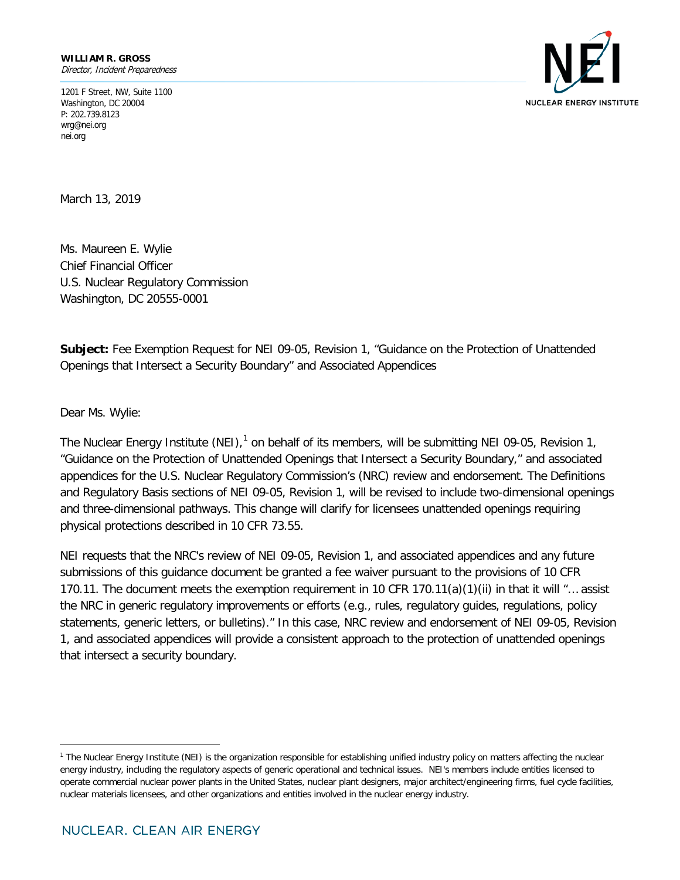**WILLIAM R. GROSS**
*Director, Incident Preparedness*

1201 F Street, NW, Suite 1100
Washington, DC 20004
P: 202.739.8123
wrg@nei.org
nei.org

NEI
NUCLEAR ENERGY INSTITUTE

March 13, 2019

Ms. Maureen E. Wylie
Chief Financial Officer
U.S. Nuclear Regulatory Commission
Washington, DC 20555-0001

**Subject:** Fee Exemption Request for NEI 09-05, Revision 1, "Guidance on the Protection of Unattended Openings that Intersect a Security Boundary" and Associated Appendices

Dear Ms. Wylie:

The Nuclear Energy Institute (NEI),[1] on behalf of its members, will be submitting NEI 09-05, Revision 1, "Guidance on the Protection of Unattended Openings that Intersect a Security Boundary," and associated appendices for the U.S. Nuclear Regulatory Commission's (NRC) review and endorsement. The Definitions and Regulatory Basis sections of NEI 09-05, Revision 1, will be revised to include two-dimensional openings and three-dimensional pathways. This change will clarify for licensees unattended openings requiring physical protections described in 10 CFR 73.55.

NEI requests that the NRC's review of NEI 09-05, Revision 1, and associated appendices and any future submissions of this guidance document be granted a fee waiver pursuant to the provisions of 10 CFR 170.11. The document meets the exemption requirement in 10 CFR 170.11(a)(1)(ii) in that it will "… assist the NRC in generic regulatory improvements or efforts (e.g., rules, regulatory guides, regulations, policy statements, generic letters, or bulletins)." In this case, NRC review and endorsement of NEI 09-05, Revision 1, and associated appendices will provide a consistent approach to the protection of unattended openings that intersect a security boundary.

---

[1] The Nuclear Energy Institute (NEI) is the organization responsible for establishing unified industry policy on matters affecting the nuclear energy industry, including the regulatory aspects of generic operational and technical issues. NEI's members include entities licensed to operate commercial nuclear power plants in the United States, nuclear plant designers, major architect/engineering firms, fuel cycle facilities, nuclear materials licensees, and other organizations and entities involved in the nuclear energy industry.

NUCLEAR. CLEAN AIR ENERGY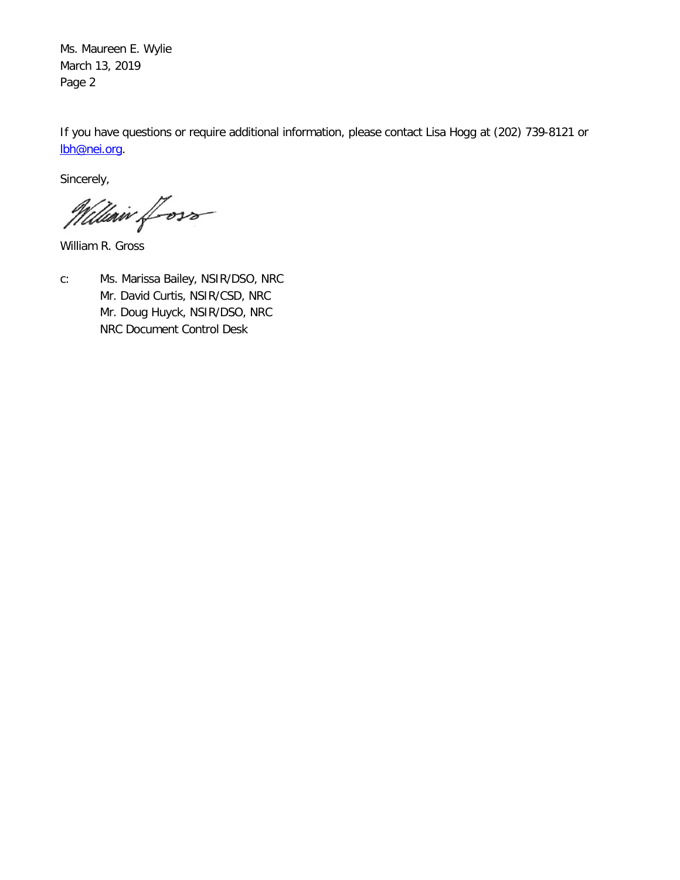If you have questions or require additional information, please contact Lisa Hogg at (202) 739-8121 or lbh@nei.org.

Sincerely,

William R. Gross

c: Ms. Marissa Bailey, NSIR/DSO, NRC
Mr. David Curtis, NSIR/CSD, NRC
Mr. Doug Huyck, NSIR/DSO, NRC
NRC Document Control Desk